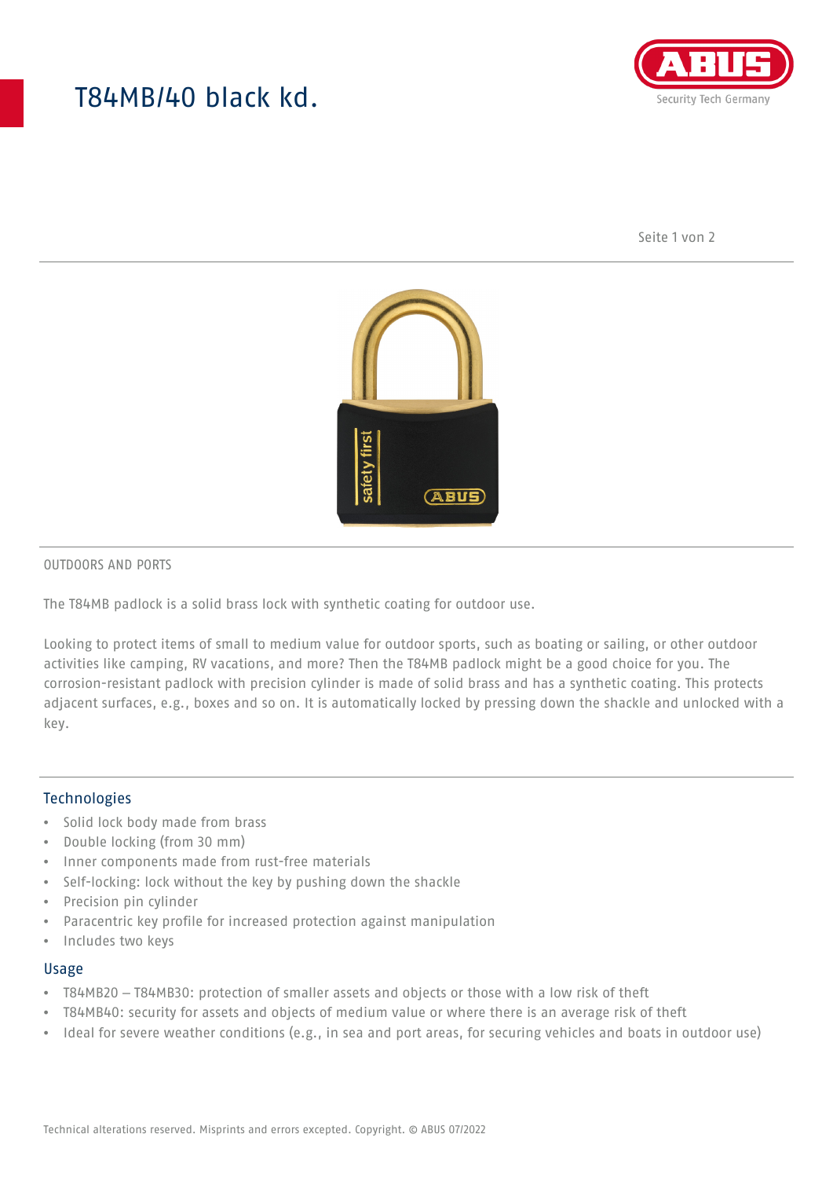# T84MB/40 black kd.

OUTDOORS AND PORTS

The T84MB padlock is a solid brass lock with synthetic coating for outdoor use.

Looking to protect items of small to medium value for outdoor sports, such as boating or sailing, or other outdoor activities like camping, RV vacations, and more? Then the T84MB padlock might be a good choice for you. The corrosion-resistant padlock with precision cylinder is made of solid brass and has a synthetic coating. This protects adjacent surfaces, e.g., boxes and so on. It is automatically locked by pressing down the shackle and unlocked with a key.

## Technologies

- Solid lock body made from brass
- Double locking (from 30 mm)
- Inner components made from rust-free materials
- Self-locking: lock without the key by pushing down the shackle
- Precision pin cylinder
- Paracentric key profile for increased protection against manipulation
- Includes two keys

## Usage

- T84MB20 – T84MB30: protection of smaller assets and objects or those with a low risk of theft
- T84MB40: security for assets and objects of medium value or where there is an average risk of theft
- Ideal for severe weather conditions (e.g., in sea and port areas, for securing vehicles and boats in outdoor use)

Technical alterations reserved. Misprints and errors excepted. Copyright. © ABUS 07/2022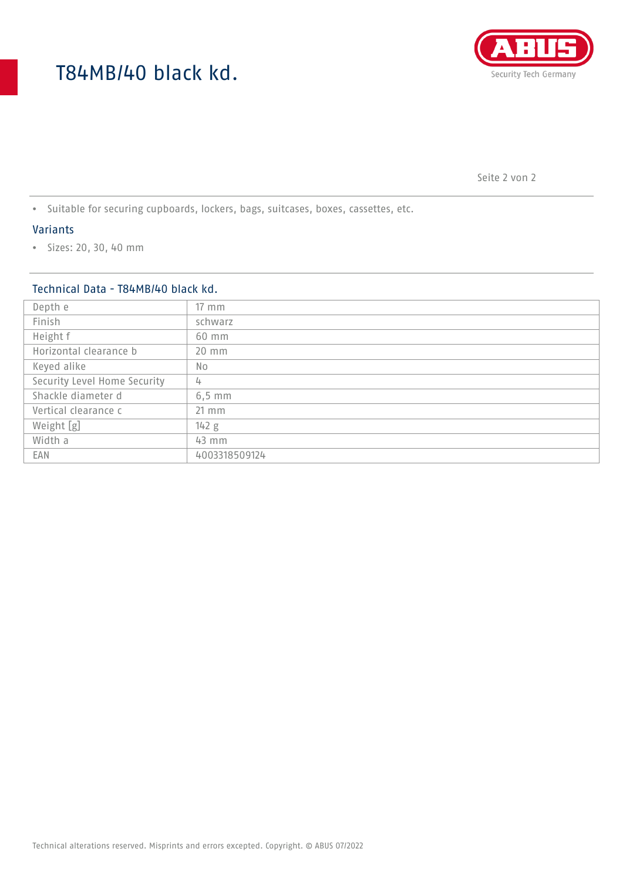# T84MB/40 black kd.

- Suitable for securing cupboards, lockers, bags, suitcases, boxes, cassettes, etc.

## Variants

- Sizes: 20, 30, 40 mm

## Technical Data - T84MB/40 black kd.

| | |
|---|---|
| Depth e | 17 mm |
| Finish | schwarz |
| Height f | 60 mm |
| Horizontal clearance b | 20 mm |
| Keyed alike | No |
| Security Level Home Security | 4 |
| Shackle diameter d | 6,5 mm |
| Vertical clearance c | 21 mm |
| Weight [g] | 142 g |
| Width a | 43 mm |
| EAN | 4003318509124 |

Technical alterations reserved. Misprints and errors excepted. Copyright. © ABUS 07/2022